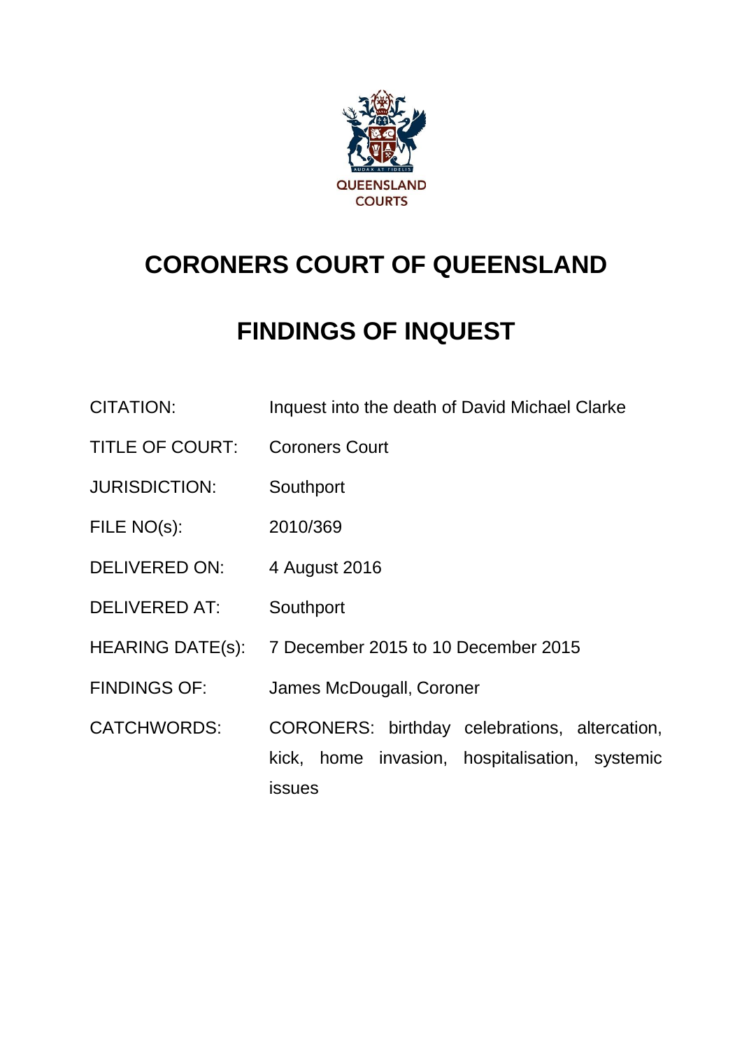QUEENSLAND COURTS

# CORONERS COURT OF QUEENSLAND

# FINDINGS OF INQUEST

| | |
|---|---|
| CITATION: | Inquest into the death of David Michael Clarke |
| TITLE OF COURT: | Coroners Court |
| JURISDICTION: | Southport |
| FILE NO(s): | 2010/369 |
| DELIVERED ON: | 4 August 2016 |
| DELIVERED AT: | Southport |
| HEARING DATE(s): | 7 December 2015 to 10 December 2015 |
| FINDINGS OF: | James McDougall, Coroner |
| CATCHWORDS: | CORONERS: birthday celebrations, altercation, kick, home invasion, hospitalisation, systemic issues |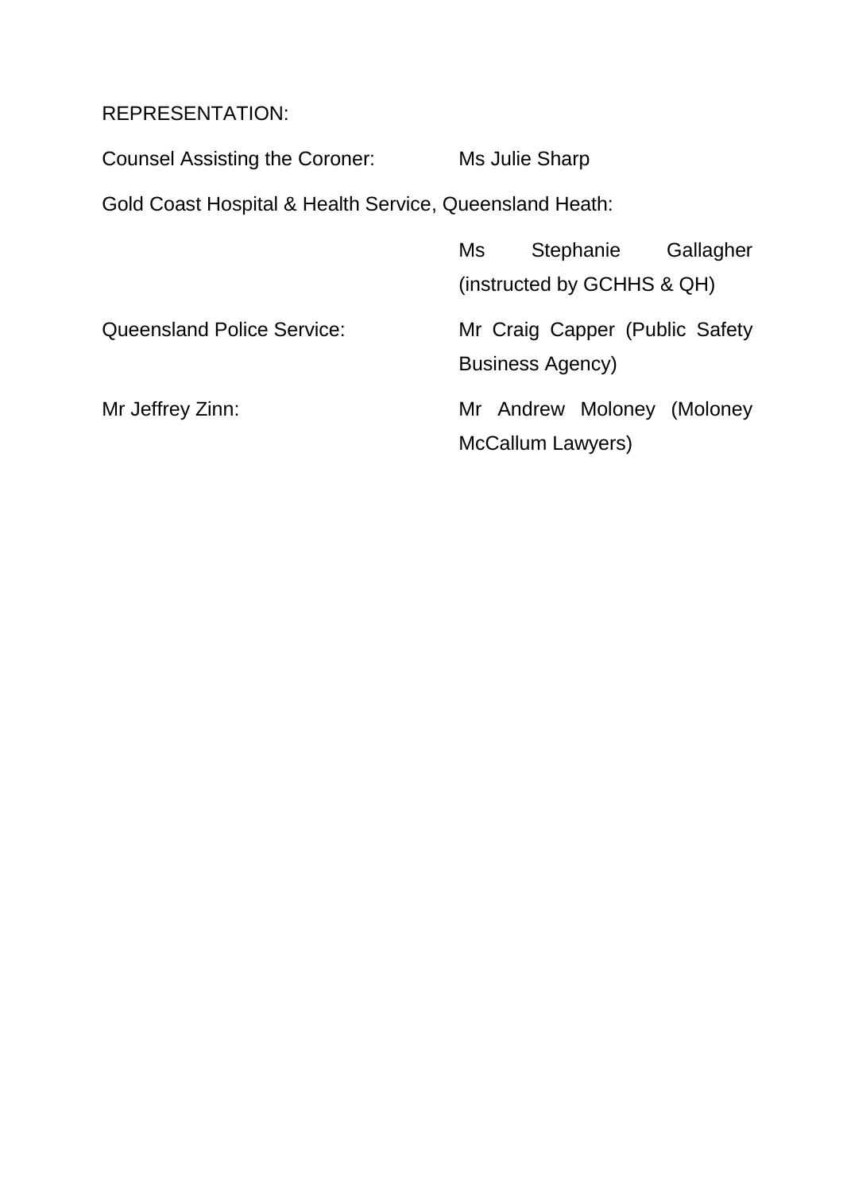REPRESENTATION:

Counsel Assisting the Coroner: Ms Julie Sharp

Gold Coast Hospital & Health Service, Queensland Heath:

Ms Stephanie Gallagher (instructed by GCHHS & QH)

Queensland Police Service: Mr Craig Capper (Public Safety Business Agency)

Mr Jeffrey Zinn: Mr Andrew Moloney (Moloney McCallum Lawyers)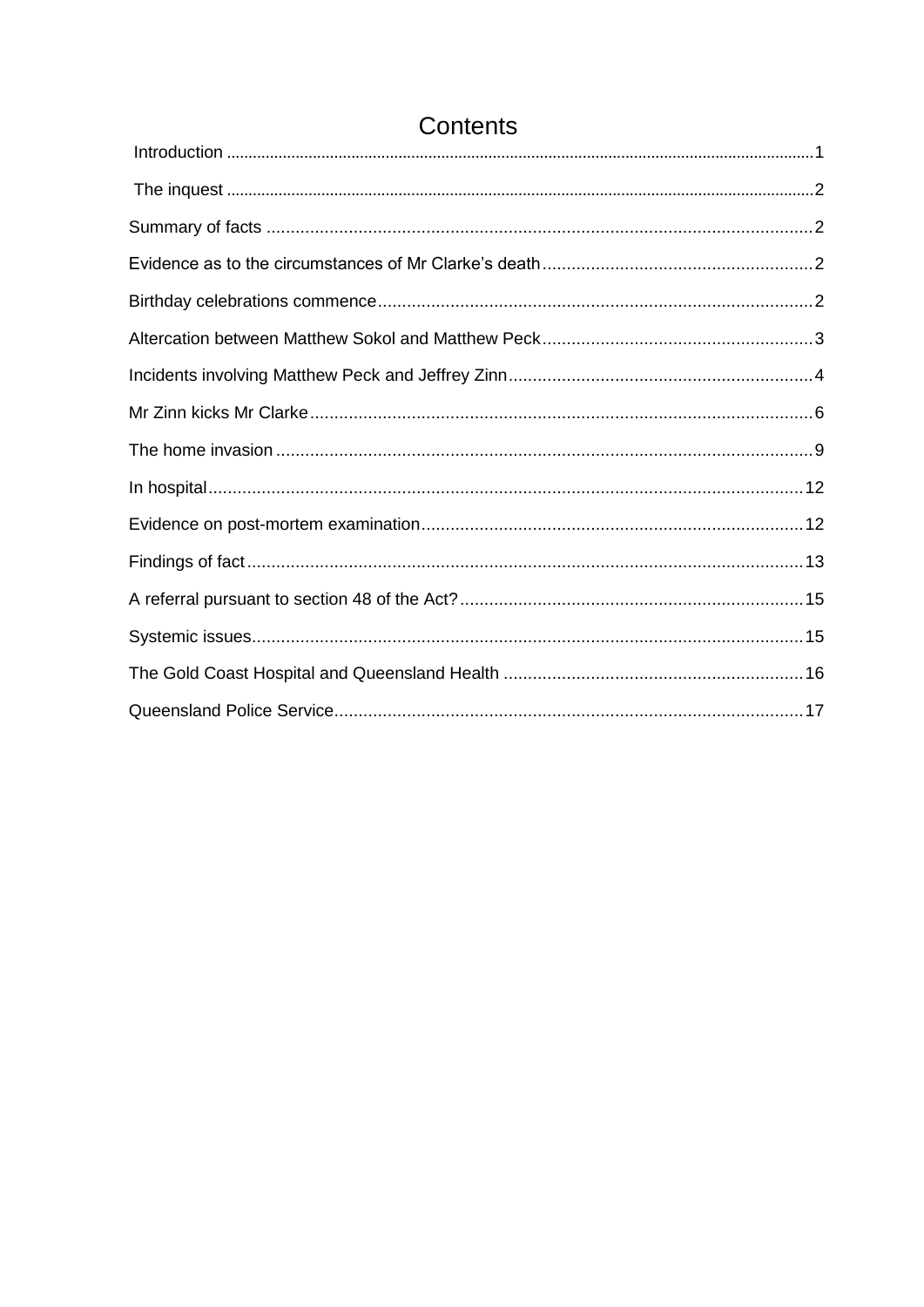# Contents

Introduction .......... 1

The inquest .......... 2

Summary of facts .......... 2

Evidence as to the circumstances of Mr Clarke's death .......... 2

Birthday celebrations commence .......... 2

Altercation between Matthew Sokol and Matthew Peck .......... 3

Incidents involving Matthew Peck and Jeffrey Zinn .......... 4

Mr Zinn kicks Mr Clarke .......... 6

The home invasion .......... 9

In hospital .......... 12

Evidence on post-mortem examination .......... 12

Findings of fact .......... 13

A referral pursuant to section 48 of the Act? .......... 15

Systemic issues .......... 15

The Gold Coast Hospital and Queensland Health .......... 16

Queensland Police Service .......... 17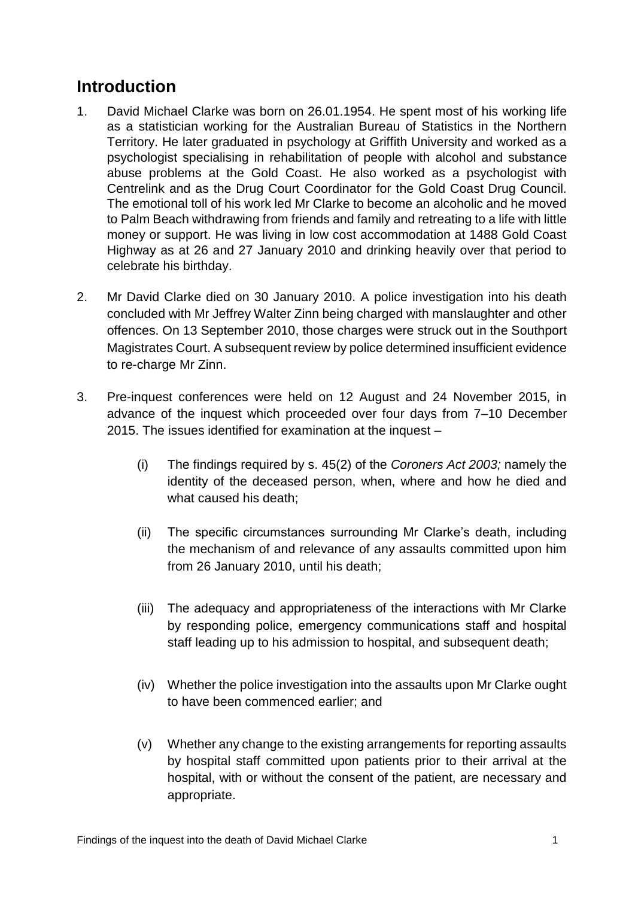## Introduction

1. David Michael Clarke was born on 26.01.1954. He spent most of his working life as a statistician working for the Australian Bureau of Statistics in the Northern Territory. He later graduated in psychology at Griffith University and worked as a psychologist specialising in rehabilitation of people with alcohol and substance abuse problems at the Gold Coast. He also worked as a psychologist with Centrelink and as the Drug Court Coordinator for the Gold Coast Drug Council. The emotional toll of his work led Mr Clarke to become an alcoholic and he moved to Palm Beach withdrawing from friends and family and retreating to a life with little money or support. He was living in low cost accommodation at 1488 Gold Coast Highway as at 26 and 27 January 2010 and drinking heavily over that period to celebrate his birthday.

2. Mr David Clarke died on 30 January 2010. A police investigation into his death concluded with Mr Jeffrey Walter Zinn being charged with manslaughter and other offences. On 13 September 2010, those charges were struck out in the Southport Magistrates Court. A subsequent review by police determined insufficient evidence to re-charge Mr Zinn.

3. Pre-inquest conferences were held on 12 August and 24 November 2015, in advance of the inquest which proceeded over four days from 7–10 December 2015. The issues identified for examination at the inquest –

   (i) The findings required by s. 45(2) of the *Coroners Act 2003;* namely the identity of the deceased person, when, where and how he died and what caused his death;

   (ii) The specific circumstances surrounding Mr Clarke's death, including the mechanism of and relevance of any assaults committed upon him from 26 January 2010, until his death;

   (iii) The adequacy and appropriateness of the interactions with Mr Clarke by responding police, emergency communications staff and hospital staff leading up to his admission to hospital, and subsequent death;

   (iv) Whether the police investigation into the assaults upon Mr Clarke ought to have been commenced earlier; and

   (v) Whether any change to the existing arrangements for reporting assaults by hospital staff committed upon patients prior to their arrival at the hospital, with or without the consent of the patient, are necessary and appropriate.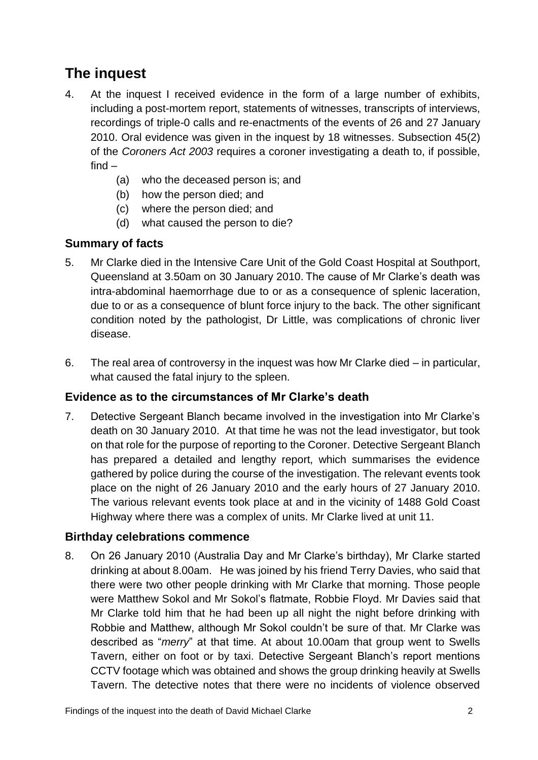## The inquest

4. At the inquest I received evidence in the form of a large number of exhibits, including a post-mortem report, statements of witnesses, transcripts of interviews, recordings of triple-0 calls and re-enactments of the events of 26 and 27 January 2010. Oral evidence was given in the inquest by 18 witnesses. Subsection 45(2) of the *Coroners Act 2003* requires a coroner investigating a death to, if possible, find –
   - (a) who the deceased person is; and
   - (b) how the person died; and
   - (c) where the person died; and
   - (d) what caused the person to die?

### Summary of facts

5. Mr Clarke died in the Intensive Care Unit of the Gold Coast Hospital at Southport, Queensland at 3.50am on 30 January 2010. The cause of Mr Clarke's death was intra-abdominal haemorrhage due to or as a consequence of splenic laceration, due to or as a consequence of blunt force injury to the back. The other significant condition noted by the pathologist, Dr Little, was complications of chronic liver disease.

6. The real area of controversy in the inquest was how Mr Clarke died – in particular, what caused the fatal injury to the spleen.

### Evidence as to the circumstances of Mr Clarke's death

7. Detective Sergeant Blanch became involved in the investigation into Mr Clarke's death on 30 January 2010. At that time he was not the lead investigator, but took on that role for the purpose of reporting to the Coroner. Detective Sergeant Blanch has prepared a detailed and lengthy report, which summarises the evidence gathered by police during the course of the investigation. The relevant events took place on the night of 26 January 2010 and the early hours of 27 January 2010. The various relevant events took place at and in the vicinity of 1488 Gold Coast Highway where there was a complex of units. Mr Clarke lived at unit 11.

### Birthday celebrations commence

8. On 26 January 2010 (Australia Day and Mr Clarke's birthday), Mr Clarke started drinking at about 8.00am. He was joined by his friend Terry Davies, who said that there were two other people drinking with Mr Clarke that morning. Those people were Matthew Sokol and Mr Sokol's flatmate, Robbie Floyd. Mr Davies said that Mr Clarke told him that he had been up all night the night before drinking with Robbie and Matthew, although Mr Sokol couldn't be sure of that. Mr Clarke was described as "*merry*" at that time. At about 10.00am that group went to Swells Tavern, either on foot or by taxi. Detective Sergeant Blanch's report mentions CCTV footage which was obtained and shows the group drinking heavily at Swells Tavern. The detective notes that there were no incidents of violence observed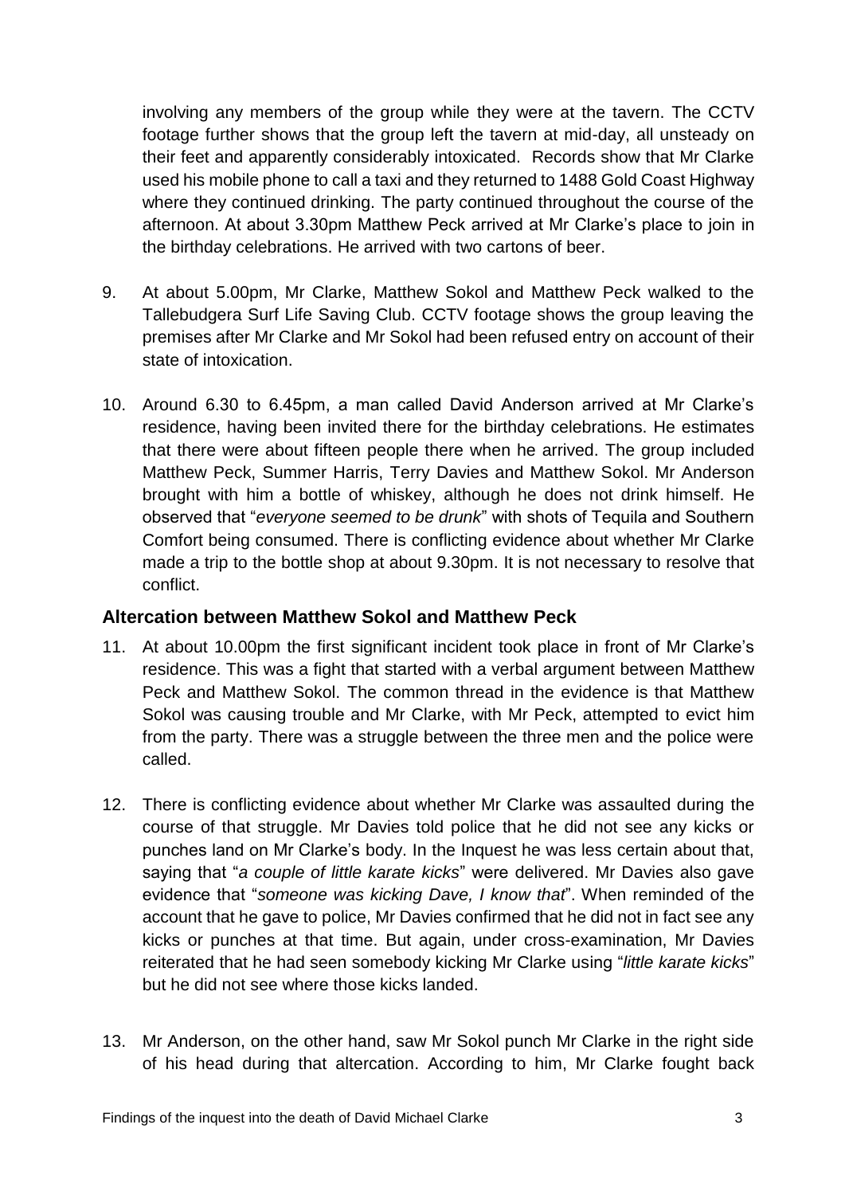involving any members of the group while they were at the tavern. The CCTV footage further shows that the group left the tavern at mid-day, all unsteady on their feet and apparently considerably intoxicated. Records show that Mr Clarke used his mobile phone to call a taxi and they returned to 1488 Gold Coast Highway where they continued drinking. The party continued throughout the course of the afternoon. At about 3.30pm Matthew Peck arrived at Mr Clarke's place to join in the birthday celebrations. He arrived with two cartons of beer.

9. At about 5.00pm, Mr Clarke, Matthew Sokol and Matthew Peck walked to the Tallebudgera Surf Life Saving Club. CCTV footage shows the group leaving the premises after Mr Clarke and Mr Sokol had been refused entry on account of their state of intoxication.

10. Around 6.30 to 6.45pm, a man called David Anderson arrived at Mr Clarke's residence, having been invited there for the birthday celebrations. He estimates that there were about fifteen people there when he arrived. The group included Matthew Peck, Summer Harris, Terry Davies and Matthew Sokol. Mr Anderson brought with him a bottle of whiskey, although he does not drink himself. He observed that "*everyone seemed to be drunk*" with shots of Tequila and Southern Comfort being consumed. There is conflicting evidence about whether Mr Clarke made a trip to the bottle shop at about 9.30pm. It is not necessary to resolve that conflict.

## Altercation between Matthew Sokol and Matthew Peck

11. At about 10.00pm the first significant incident took place in front of Mr Clarke's residence. This was a fight that started with a verbal argument between Matthew Peck and Matthew Sokol. The common thread in the evidence is that Matthew Sokol was causing trouble and Mr Clarke, with Mr Peck, attempted to evict him from the party. There was a struggle between the three men and the police were called.

12. There is conflicting evidence about whether Mr Clarke was assaulted during the course of that struggle. Mr Davies told police that he did not see any kicks or punches land on Mr Clarke's body. In the Inquest he was less certain about that, saying that "*a couple of little karate kicks*" were delivered. Mr Davies also gave evidence that "*someone was kicking Dave, I know that*". When reminded of the account that he gave to police, Mr Davies confirmed that he did not in fact see any kicks or punches at that time. But again, under cross-examination, Mr Davies reiterated that he had seen somebody kicking Mr Clarke using "*little karate kicks*" but he did not see where those kicks landed.

13. Mr Anderson, on the other hand, saw Mr Sokol punch Mr Clarke in the right side of his head during that altercation. According to him, Mr Clarke fought back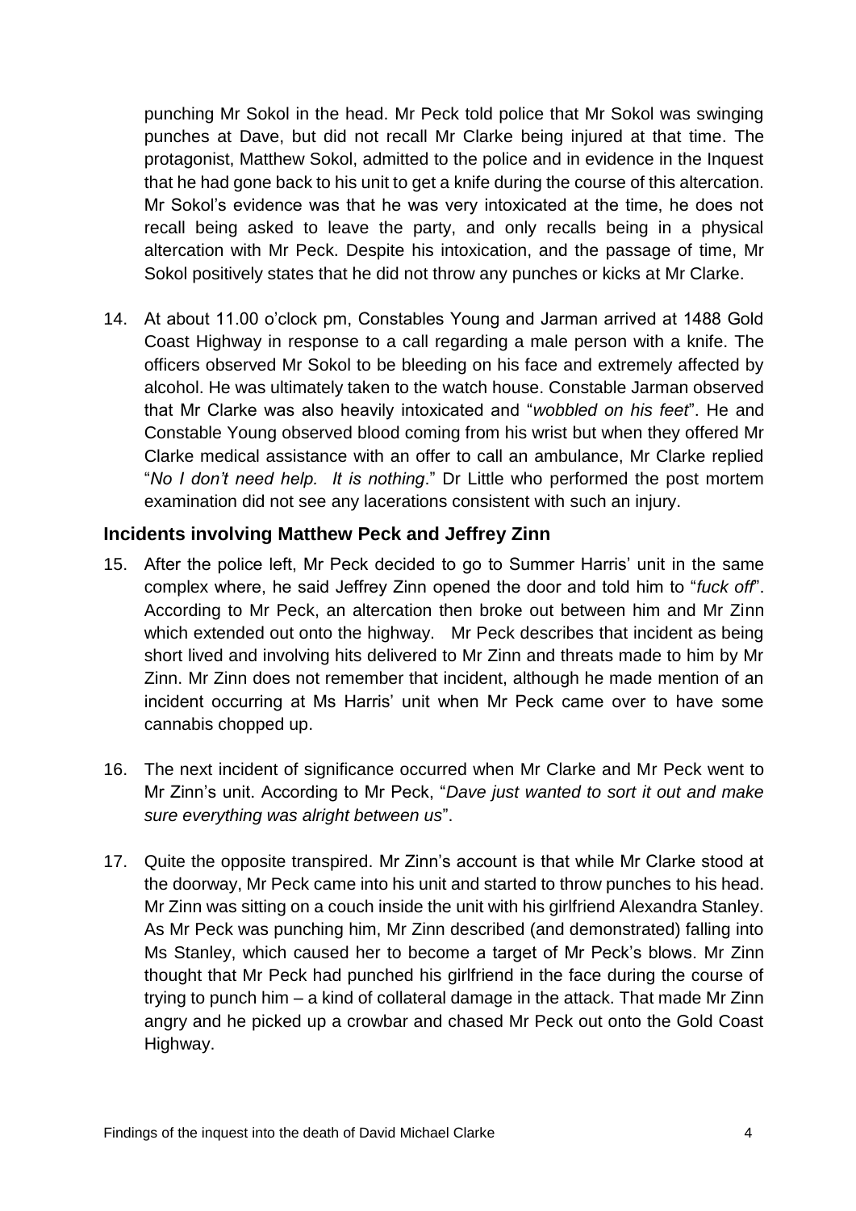punching Mr Sokol in the head. Mr Peck told police that Mr Sokol was swinging punches at Dave, but did not recall Mr Clarke being injured at that time. The protagonist, Matthew Sokol, admitted to the police and in evidence in the Inquest that he had gone back to his unit to get a knife during the course of this altercation. Mr Sokol's evidence was that he was very intoxicated at the time, he does not recall being asked to leave the party, and only recalls being in a physical altercation with Mr Peck. Despite his intoxication, and the passage of time, Mr Sokol positively states that he did not throw any punches or kicks at Mr Clarke.

14. At about 11.00 o'clock pm, Constables Young and Jarman arrived at 1488 Gold Coast Highway in response to a call regarding a male person with a knife. The officers observed Mr Sokol to be bleeding on his face and extremely affected by alcohol. He was ultimately taken to the watch house. Constable Jarman observed that Mr Clarke was also heavily intoxicated and "*wobbled on his feet*". He and Constable Young observed blood coming from his wrist but when they offered Mr Clarke medical assistance with an offer to call an ambulance, Mr Clarke replied "*No I don't need help. It is nothing*." Dr Little who performed the post mortem examination did not see any lacerations consistent with such an injury.

## Incidents involving Matthew Peck and Jeffrey Zinn

15. After the police left, Mr Peck decided to go to Summer Harris' unit in the same complex where, he said Jeffrey Zinn opened the door and told him to "*fuck off*". According to Mr Peck, an altercation then broke out between him and Mr Zinn which extended out onto the highway. Mr Peck describes that incident as being short lived and involving hits delivered to Mr Zinn and threats made to him by Mr Zinn. Mr Zinn does not remember that incident, although he made mention of an incident occurring at Ms Harris' unit when Mr Peck came over to have some cannabis chopped up.

16. The next incident of significance occurred when Mr Clarke and Mr Peck went to Mr Zinn's unit. According to Mr Peck, "*Dave just wanted to sort it out and make sure everything was alright between us*".

17. Quite the opposite transpired. Mr Zinn's account is that while Mr Clarke stood at the doorway, Mr Peck came into his unit and started to throw punches to his head. Mr Zinn was sitting on a couch inside the unit with his girlfriend Alexandra Stanley. As Mr Peck was punching him, Mr Zinn described (and demonstrated) falling into Ms Stanley, which caused her to become a target of Mr Peck's blows. Mr Zinn thought that Mr Peck had punched his girlfriend in the face during the course of trying to punch him – a kind of collateral damage in the attack. That made Mr Zinn angry and he picked up a crowbar and chased Mr Peck out onto the Gold Coast Highway.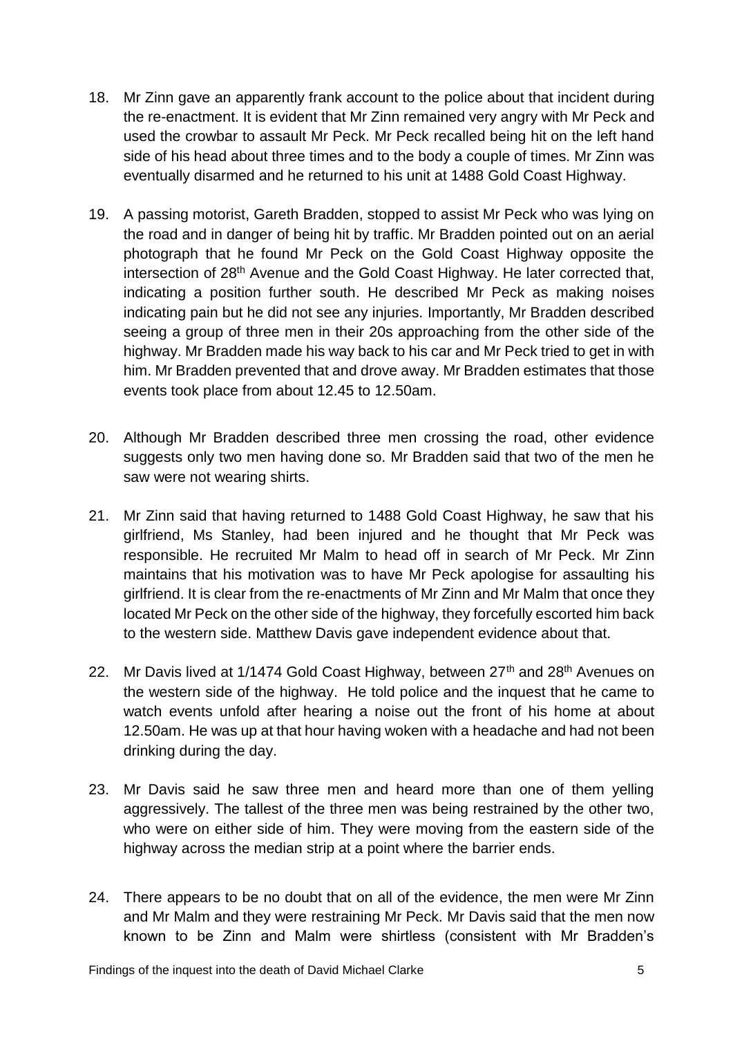18. Mr Zinn gave an apparently frank account to the police about that incident during the re-enactment. It is evident that Mr Zinn remained very angry with Mr Peck and used the crowbar to assault Mr Peck. Mr Peck recalled being hit on the left hand side of his head about three times and to the body a couple of times. Mr Zinn was eventually disarmed and he returned to his unit at 1488 Gold Coast Highway.

19. A passing motorist, Gareth Bradden, stopped to assist Mr Peck who was lying on the road and in danger of being hit by traffic. Mr Bradden pointed out on an aerial photograph that he found Mr Peck on the Gold Coast Highway opposite the intersection of 28th Avenue and the Gold Coast Highway. He later corrected that, indicating a position further south. He described Mr Peck as making noises indicating pain but he did not see any injuries. Importantly, Mr Bradden described seeing a group of three men in their 20s approaching from the other side of the highway. Mr Bradden made his way back to his car and Mr Peck tried to get in with him. Mr Bradden prevented that and drove away. Mr Bradden estimates that those events took place from about 12.45 to 12.50am.

20. Although Mr Bradden described three men crossing the road, other evidence suggests only two men having done so. Mr Bradden said that two of the men he saw were not wearing shirts.

21. Mr Zinn said that having returned to 1488 Gold Coast Highway, he saw that his girlfriend, Ms Stanley, had been injured and he thought that Mr Peck was responsible. He recruited Mr Malm to head off in search of Mr Peck. Mr Zinn maintains that his motivation was to have Mr Peck apologise for assaulting his girlfriend. It is clear from the re-enactments of Mr Zinn and Mr Malm that once they located Mr Peck on the other side of the highway, they forcefully escorted him back to the western side. Matthew Davis gave independent evidence about that.

22. Mr Davis lived at 1/1474 Gold Coast Highway, between 27th and 28th Avenues on the western side of the highway. He told police and the inquest that he came to watch events unfold after hearing a noise out the front of his home at about 12.50am. He was up at that hour having woken with a headache and had not been drinking during the day.

23. Mr Davis said he saw three men and heard more than one of them yelling aggressively. The tallest of the three men was being restrained by the other two, who were on either side of him. They were moving from the eastern side of the highway across the median strip at a point where the barrier ends.

24. There appears to be no doubt that on all of the evidence, the men were Mr Zinn and Mr Malm and they were restraining Mr Peck. Mr Davis said that the men now known to be Zinn and Malm were shirtless (consistent with Mr Bradden's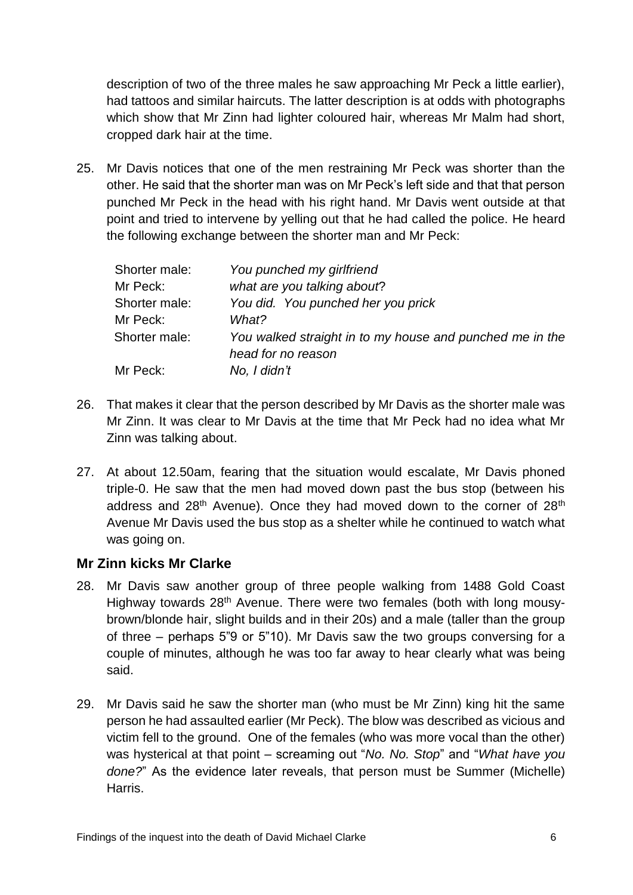description of two of the three males he saw approaching Mr Peck a little earlier), had tattoos and similar haircuts. The latter description is at odds with photographs which show that Mr Zinn had lighter coloured hair, whereas Mr Malm had short, cropped dark hair at the time.

25. Mr Davis notices that one of the men restraining Mr Peck was shorter than the other. He said that the shorter man was on Mr Peck's left side and that that person punched Mr Peck in the head with his right hand. Mr Davis went outside at that point and tried to intervene by yelling out that he had called the police. He heard the following exchange between the shorter man and Mr Peck:

| | |
|---|---|
| Shorter male: | *You punched my girlfriend* |
| Mr Peck: | *what are you talking about?* |
| Shorter male: | *You did. You punched her you prick* |
| Mr Peck: | *What?* |
| Shorter male: | *You walked straight in to my house and punched me in the head for no reason* |
| Mr Peck: | *No, I didn't* |

26. That makes it clear that the person described by Mr Davis as the shorter male was Mr Zinn. It was clear to Mr Davis at the time that Mr Peck had no idea what Mr Zinn was talking about.

27. At about 12.50am, fearing that the situation would escalate, Mr Davis phoned triple-0. He saw that the men had moved down past the bus stop (between his address and 28th Avenue). Once they had moved down to the corner of 28th Avenue Mr Davis used the bus stop as a shelter while he continued to watch what was going on.

### Mr Zinn kicks Mr Clarke

28. Mr Davis saw another group of three people walking from 1488 Gold Coast Highway towards 28th Avenue. There were two females (both with long mousy-brown/blonde hair, slight builds and in their 20s) and a male (taller than the group of three – perhaps 5"9 or 5"10). Mr Davis saw the two groups conversing for a couple of minutes, although he was too far away to hear clearly what was being said.

29. Mr Davis said he saw the shorter man (who must be Mr Zinn) king hit the same person he had assaulted earlier (Mr Peck). The blow was described as vicious and victim fell to the ground. One of the females (who was more vocal than the other) was hysterical at that point – screaming out "*No. No. Stop*" and "*What have you done?*" As the evidence later reveals, that person must be Summer (Michelle) Harris.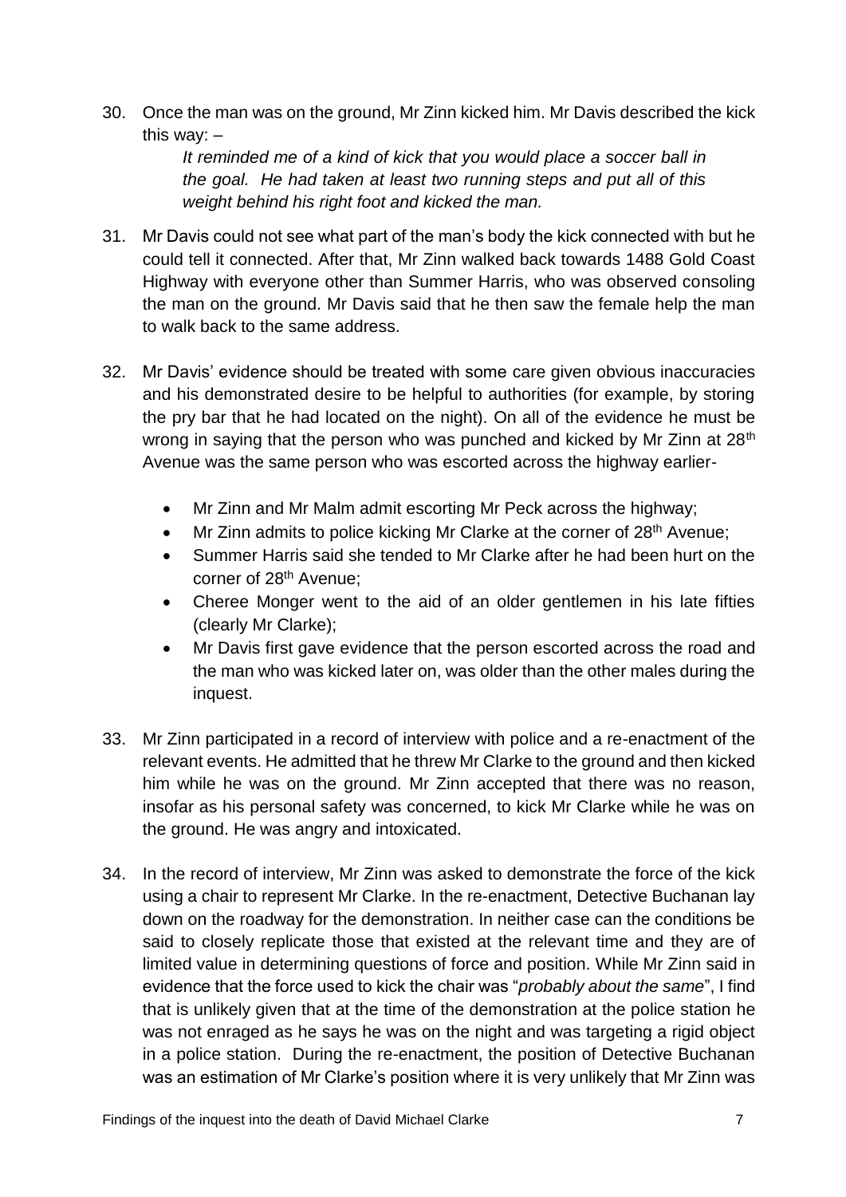30. Once the man was on the ground, Mr Zinn kicked him. Mr Davis described the kick this way: –

    *It reminded me of a kind of kick that you would place a soccer ball in the goal. He had taken at least two running steps and put all of this weight behind his right foot and kicked the man.*

31. Mr Davis could not see what part of the man's body the kick connected with but he could tell it connected. After that, Mr Zinn walked back towards 1488 Gold Coast Highway with everyone other than Summer Harris, who was observed consoling the man on the ground. Mr Davis said that he then saw the female help the man to walk back to the same address.

32. Mr Davis' evidence should be treated with some care given obvious inaccuracies and his demonstrated desire to be helpful to authorities (for example, by storing the pry bar that he had located on the night). On all of the evidence he must be wrong in saying that the person who was punched and kicked by Mr Zinn at 28th Avenue was the same person who was escorted across the highway earlier-

    - Mr Zinn and Mr Malm admit escorting Mr Peck across the highway;
    - Mr Zinn admits to police kicking Mr Clarke at the corner of 28th Avenue;
    - Summer Harris said she tended to Mr Clarke after he had been hurt on the corner of 28th Avenue;
    - Cheree Monger went to the aid of an older gentlemen in his late fifties (clearly Mr Clarke);
    - Mr Davis first gave evidence that the person escorted across the road and the man who was kicked later on, was older than the other males during the inquest.

33. Mr Zinn participated in a record of interview with police and a re-enactment of the relevant events. He admitted that he threw Mr Clarke to the ground and then kicked him while he was on the ground. Mr Zinn accepted that there was no reason, insofar as his personal safety was concerned, to kick Mr Clarke while he was on the ground. He was angry and intoxicated.

34. In the record of interview, Mr Zinn was asked to demonstrate the force of the kick using a chair to represent Mr Clarke. In the re-enactment, Detective Buchanan lay down on the roadway for the demonstration. In neither case can the conditions be said to closely replicate those that existed at the relevant time and they are of limited value in determining questions of force and position. While Mr Zinn said in evidence that the force used to kick the chair was "*probably about the same*", I find that is unlikely given that at the time of the demonstration at the police station he was not enraged as he says he was on the night and was targeting a rigid object in a police station. During the re-enactment, the position of Detective Buchanan was an estimation of Mr Clarke's position where it is very unlikely that Mr Zinn was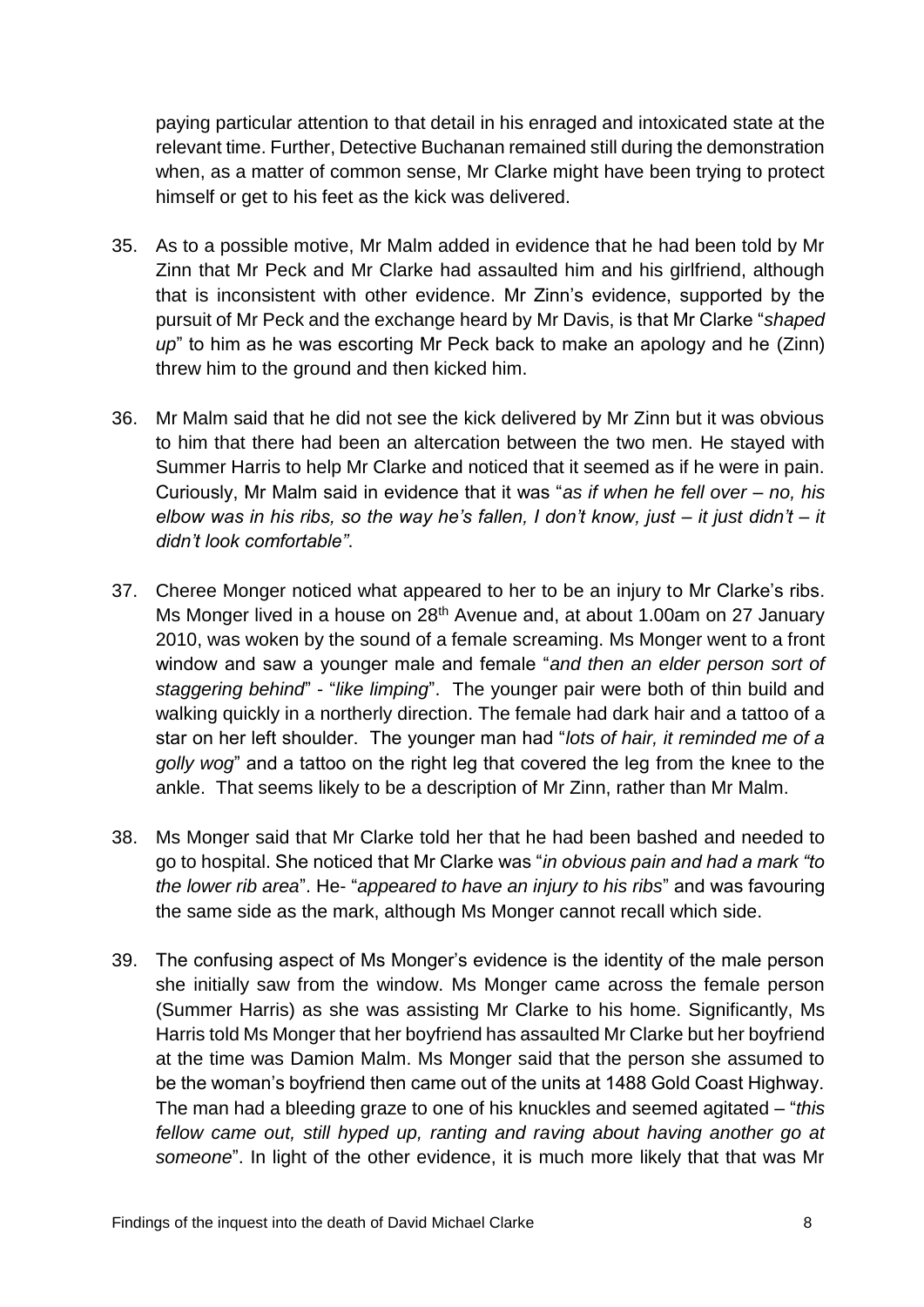paying particular attention to that detail in his enraged and intoxicated state at the relevant time. Further, Detective Buchanan remained still during the demonstration when, as a matter of common sense, Mr Clarke might have been trying to protect himself or get to his feet as the kick was delivered.

35. As to a possible motive, Mr Malm added in evidence that he had been told by Mr Zinn that Mr Peck and Mr Clarke had assaulted him and his girlfriend, although that is inconsistent with other evidence. Mr Zinn's evidence, supported by the pursuit of Mr Peck and the exchange heard by Mr Davis, is that Mr Clarke "*shaped up*" to him as he was escorting Mr Peck back to make an apology and he (Zinn) threw him to the ground and then kicked him.

36. Mr Malm said that he did not see the kick delivered by Mr Zinn but it was obvious to him that there had been an altercation between the two men. He stayed with Summer Harris to help Mr Clarke and noticed that it seemed as if he were in pain. Curiously, Mr Malm said in evidence that it was "*as if when he fell over – no, his elbow was in his ribs, so the way he's fallen, I don't know, just – it just didn't – it didn't look comfortable"*.

37. Cheree Monger noticed what appeared to her to be an injury to Mr Clarke's ribs. Ms Monger lived in a house on 28th Avenue and, at about 1.00am on 27 January 2010, was woken by the sound of a female screaming. Ms Monger went to a front window and saw a younger male and female "*and then an elder person sort of staggering behind*" - "*like limping*". The younger pair were both of thin build and walking quickly in a northerly direction. The female had dark hair and a tattoo of a star on her left shoulder. The younger man had "*lots of hair, it reminded me of a golly wog*" and a tattoo on the right leg that covered the leg from the knee to the ankle. That seems likely to be a description of Mr Zinn, rather than Mr Malm.

38. Ms Monger said that Mr Clarke told her that he had been bashed and needed to go to hospital. She noticed that Mr Clarke was "*in obvious pain and had a mark "to the lower rib area*". He- "*appeared to have an injury to his ribs*" and was favouring the same side as the mark, although Ms Monger cannot recall which side.

39. The confusing aspect of Ms Monger's evidence is the identity of the male person she initially saw from the window. Ms Monger came across the female person (Summer Harris) as she was assisting Mr Clarke to his home. Significantly, Ms Harris told Ms Monger that her boyfriend has assaulted Mr Clarke but her boyfriend at the time was Damion Malm. Ms Monger said that the person she assumed to be the woman's boyfriend then came out of the units at 1488 Gold Coast Highway. The man had a bleeding graze to one of his knuckles and seemed agitated – "*this fellow came out, still hyped up, ranting and raving about having another go at someone*". In light of the other evidence, it is much more likely that that was Mr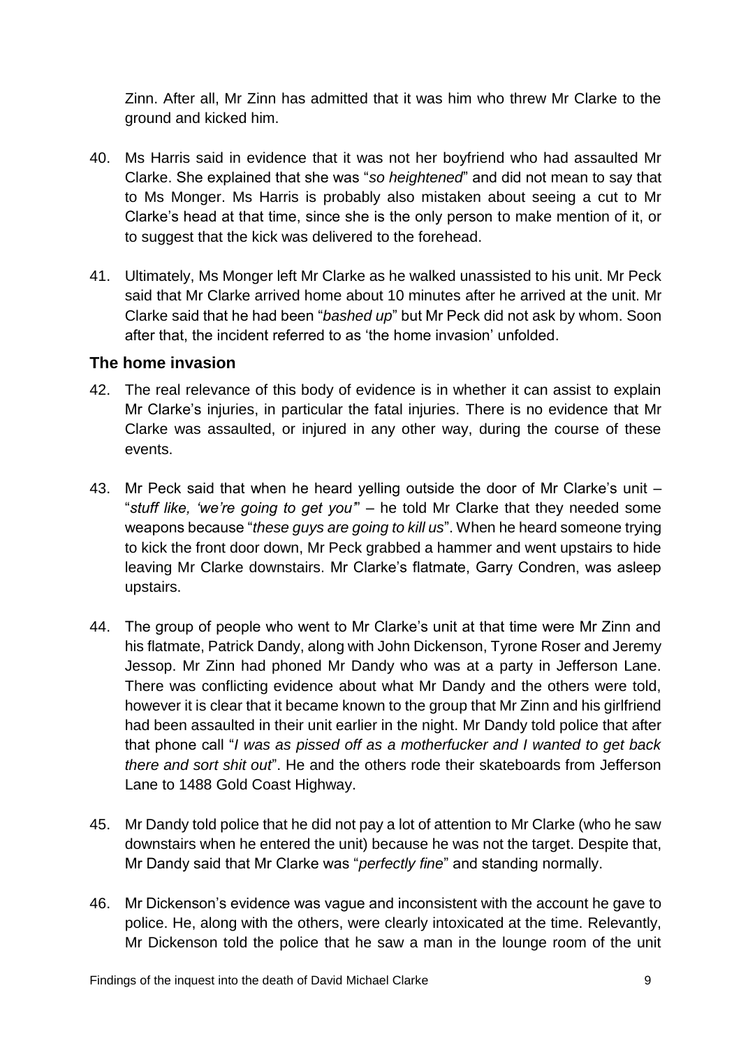Zinn. After all, Mr Zinn has admitted that it was him who threw Mr Clarke to the ground and kicked him.

40. Ms Harris said in evidence that it was not her boyfriend who had assaulted Mr Clarke. She explained that she was "*so heightened*" and did not mean to say that to Ms Monger. Ms Harris is probably also mistaken about seeing a cut to Mr Clarke's head at that time, since she is the only person to make mention of it, or to suggest that the kick was delivered to the forehead.

41. Ultimately, Ms Monger left Mr Clarke as he walked unassisted to his unit. Mr Peck said that Mr Clarke arrived home about 10 minutes after he arrived at the unit. Mr Clarke said that he had been "*bashed up*" but Mr Peck did not ask by whom. Soon after that, the incident referred to as 'the home invasion' unfolded.

### The home invasion

42. The real relevance of this body of evidence is in whether it can assist to explain Mr Clarke's injuries, in particular the fatal injuries. There is no evidence that Mr Clarke was assaulted, or injured in any other way, during the course of these events.

43. Mr Peck said that when he heard yelling outside the door of Mr Clarke's unit – "*stuff like, 'we're going to get you'*" – he told Mr Clarke that they needed some weapons because "*these guys are going to kill us*". When he heard someone trying to kick the front door down, Mr Peck grabbed a hammer and went upstairs to hide leaving Mr Clarke downstairs. Mr Clarke's flatmate, Garry Condren, was asleep upstairs.

44. The group of people who went to Mr Clarke's unit at that time were Mr Zinn and his flatmate, Patrick Dandy, along with John Dickenson, Tyrone Roser and Jeremy Jessop. Mr Zinn had phoned Mr Dandy who was at a party in Jefferson Lane. There was conflicting evidence about what Mr Dandy and the others were told, however it is clear that it became known to the group that Mr Zinn and his girlfriend had been assaulted in their unit earlier in the night. Mr Dandy told police that after that phone call "*I was as pissed off as a motherfucker and I wanted to get back there and sort shit out*". He and the others rode their skateboards from Jefferson Lane to 1488 Gold Coast Highway.

45. Mr Dandy told police that he did not pay a lot of attention to Mr Clarke (who he saw downstairs when he entered the unit) because he was not the target. Despite that, Mr Dandy said that Mr Clarke was "*perfectly fine*" and standing normally.

46. Mr Dickenson's evidence was vague and inconsistent with the account he gave to police. He, along with the others, were clearly intoxicated at the time. Relevantly, Mr Dickenson told the police that he saw a man in the lounge room of the unit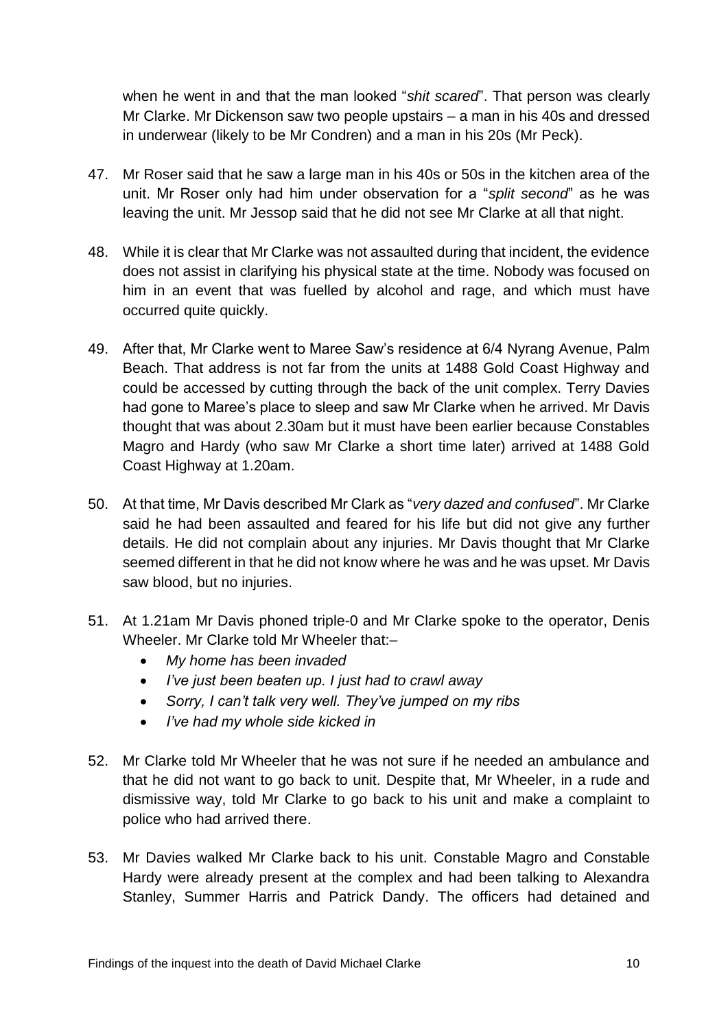when he went in and that the man looked "*shit scared*". That person was clearly Mr Clarke. Mr Dickenson saw two people upstairs – a man in his 40s and dressed in underwear (likely to be Mr Condren) and a man in his 20s (Mr Peck).

47. Mr Roser said that he saw a large man in his 40s or 50s in the kitchen area of the unit. Mr Roser only had him under observation for a "*split second*" as he was leaving the unit. Mr Jessop said that he did not see Mr Clarke at all that night.

48. While it is clear that Mr Clarke was not assaulted during that incident, the evidence does not assist in clarifying his physical state at the time. Nobody was focused on him in an event that was fuelled by alcohol and rage, and which must have occurred quite quickly.

49. After that, Mr Clarke went to Maree Saw's residence at 6/4 Nyrang Avenue, Palm Beach. That address is not far from the units at 1488 Gold Coast Highway and could be accessed by cutting through the back of the unit complex. Terry Davies had gone to Maree's place to sleep and saw Mr Clarke when he arrived. Mr Davis thought that was about 2.30am but it must have been earlier because Constables Magro and Hardy (who saw Mr Clarke a short time later) arrived at 1488 Gold Coast Highway at 1.20am.

50. At that time, Mr Davis described Mr Clark as "*very dazed and confused*". Mr Clarke said he had been assaulted and feared for his life but did not give any further details. He did not complain about any injuries. Mr Davis thought that Mr Clarke seemed different in that he did not know where he was and he was upset. Mr Davis saw blood, but no injuries.

51. At 1.21am Mr Davis phoned triple-0 and Mr Clarke spoke to the operator, Denis Wheeler. Mr Clarke told Mr Wheeler that:–
    - *My home has been invaded*
    - *I've just been beaten up. I just had to crawl away*
    - *Sorry, I can't talk very well. They've jumped on my ribs*
    - *I've had my whole side kicked in*

52. Mr Clarke told Mr Wheeler that he was not sure if he needed an ambulance and that he did not want to go back to unit. Despite that, Mr Wheeler, in a rude and dismissive way, told Mr Clarke to go back to his unit and make a complaint to police who had arrived there.

53. Mr Davies walked Mr Clarke back to his unit. Constable Magro and Constable Hardy were already present at the complex and had been talking to Alexandra Stanley, Summer Harris and Patrick Dandy. The officers had detained and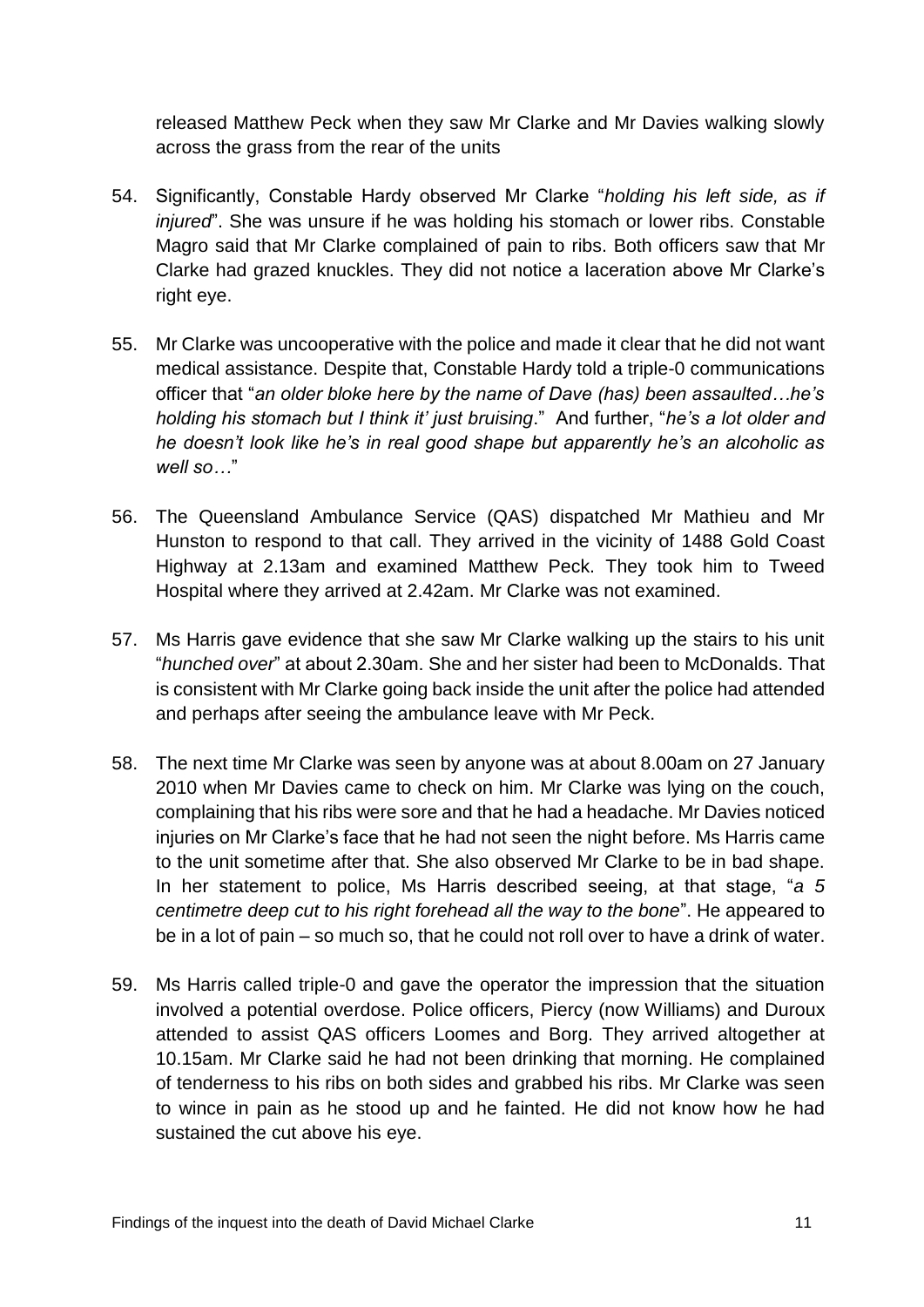released Matthew Peck when they saw Mr Clarke and Mr Davies walking slowly across the grass from the rear of the units

54. Significantly, Constable Hardy observed Mr Clarke "*holding his left side, as if injured*". She was unsure if he was holding his stomach or lower ribs. Constable Magro said that Mr Clarke complained of pain to ribs. Both officers saw that Mr Clarke had grazed knuckles. They did not notice a laceration above Mr Clarke's right eye.

55. Mr Clarke was uncooperative with the police and made it clear that he did not want medical assistance. Despite that, Constable Hardy told a triple-0 communications officer that "*an older bloke here by the name of Dave (has) been assaulted…he's holding his stomach but I think it' just bruising*." And further, "*he's a lot older and he doesn't look like he's in real good shape but apparently he's an alcoholic as well so…*"

56. The Queensland Ambulance Service (QAS) dispatched Mr Mathieu and Mr Hunston to respond to that call. They arrived in the vicinity of 1488 Gold Coast Highway at 2.13am and examined Matthew Peck. They took him to Tweed Hospital where they arrived at 2.42am. Mr Clarke was not examined.

57. Ms Harris gave evidence that she saw Mr Clarke walking up the stairs to his unit "*hunched over*" at about 2.30am. She and her sister had been to McDonalds. That is consistent with Mr Clarke going back inside the unit after the police had attended and perhaps after seeing the ambulance leave with Mr Peck.

58. The next time Mr Clarke was seen by anyone was at about 8.00am on 27 January 2010 when Mr Davies came to check on him. Mr Clarke was lying on the couch, complaining that his ribs were sore and that he had a headache. Mr Davies noticed injuries on Mr Clarke's face that he had not seen the night before. Ms Harris came to the unit sometime after that. She also observed Mr Clarke to be in bad shape. In her statement to police, Ms Harris described seeing, at that stage, "*a 5 centimetre deep cut to his right forehead all the way to the bone*". He appeared to be in a lot of pain – so much so, that he could not roll over to have a drink of water.

59. Ms Harris called triple-0 and gave the operator the impression that the situation involved a potential overdose. Police officers, Piercy (now Williams) and Duroux attended to assist QAS officers Loomes and Borg. They arrived altogether at 10.15am. Mr Clarke said he had not been drinking that morning. He complained of tenderness to his ribs on both sides and grabbed his ribs. Mr Clarke was seen to wince in pain as he stood up and he fainted. He did not know how he had sustained the cut above his eye.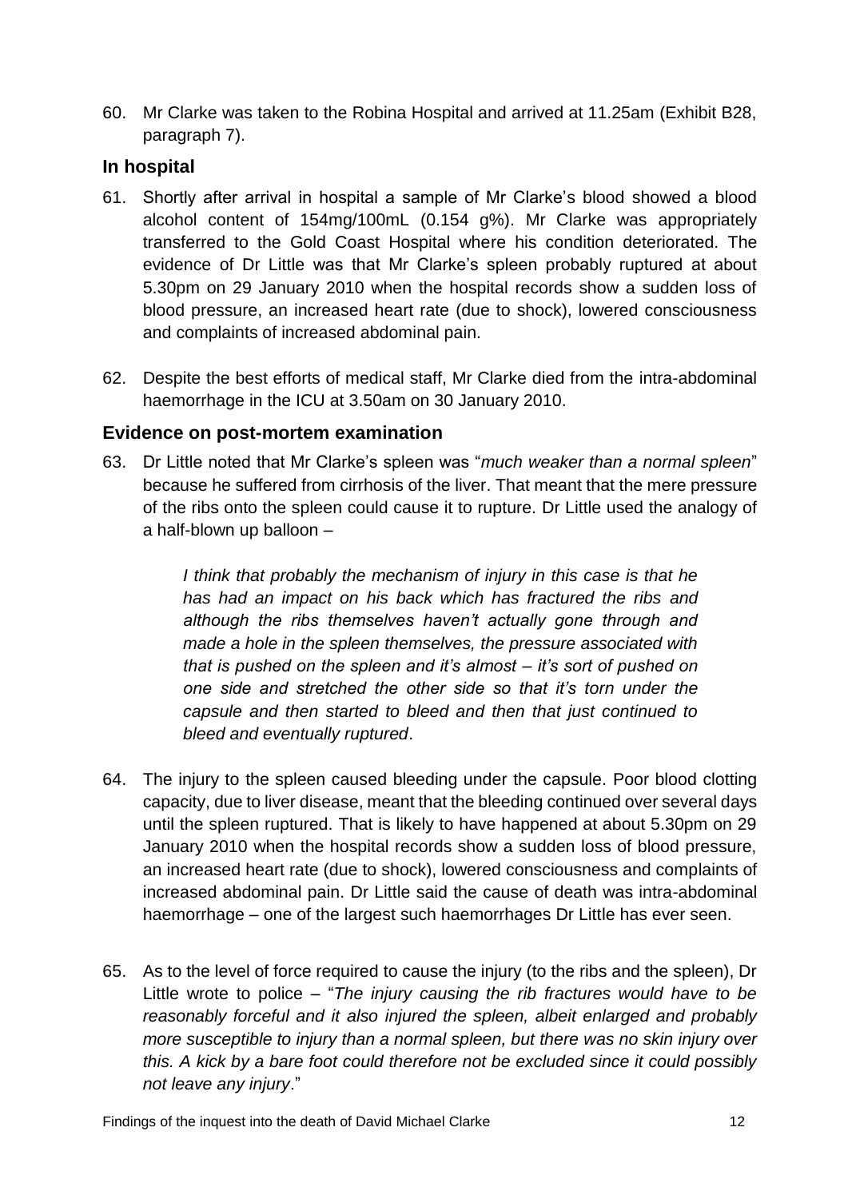60. Mr Clarke was taken to the Robina Hospital and arrived at 11.25am (Exhibit B28, paragraph 7).

## In hospital

61. Shortly after arrival in hospital a sample of Mr Clarke's blood showed a blood alcohol content of 154mg/100mL (0.154 g%). Mr Clarke was appropriately transferred to the Gold Coast Hospital where his condition deteriorated. The evidence of Dr Little was that Mr Clarke's spleen probably ruptured at about 5.30pm on 29 January 2010 when the hospital records show a sudden loss of blood pressure, an increased heart rate (due to shock), lowered consciousness and complaints of increased abdominal pain.

62. Despite the best efforts of medical staff, Mr Clarke died from the intra-abdominal haemorrhage in the ICU at 3.50am on 30 January 2010.

## Evidence on post-mortem examination

63. Dr Little noted that Mr Clarke's spleen was "*much weaker than a normal spleen*" because he suffered from cirrhosis of the liver. That meant that the mere pressure of the ribs onto the spleen could cause it to rupture. Dr Little used the analogy of a half-blown up balloon –

    > *I think that probably the mechanism of injury in this case is that he has had an impact on his back which has fractured the ribs and although the ribs themselves haven't actually gone through and made a hole in the spleen themselves, the pressure associated with that is pushed on the spleen and it's almost – it's sort of pushed on one side and stretched the other side so that it's torn under the capsule and then started to bleed and then that just continued to bleed and eventually ruptured*.

64. The injury to the spleen caused bleeding under the capsule. Poor blood clotting capacity, due to liver disease, meant that the bleeding continued over several days until the spleen ruptured. That is likely to have happened at about 5.30pm on 29 January 2010 when the hospital records show a sudden loss of blood pressure, an increased heart rate (due to shock), lowered consciousness and complaints of increased abdominal pain. Dr Little said the cause of death was intra-abdominal haemorrhage – one of the largest such haemorrhages Dr Little has ever seen.

65. As to the level of force required to cause the injury (to the ribs and the spleen), Dr Little wrote to police – "*The injury causing the rib fractures would have to be reasonably forceful and it also injured the spleen, albeit enlarged and probably more susceptible to injury than a normal spleen, but there was no skin injury over this. A kick by a bare foot could therefore not be excluded since it could possibly not leave any injury*."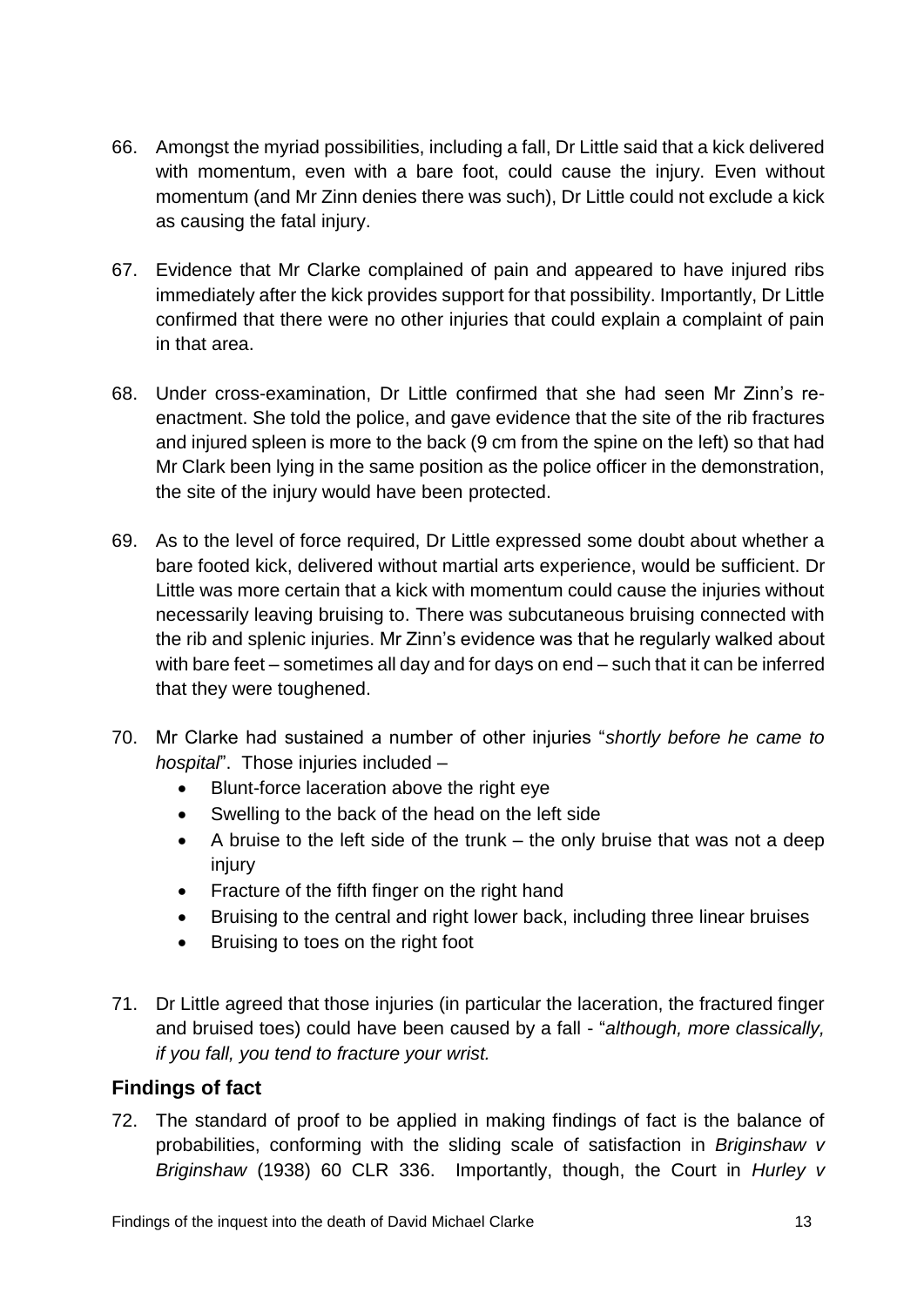66. Amongst the myriad possibilities, including a fall, Dr Little said that a kick delivered with momentum, even with a bare foot, could cause the injury. Even without momentum (and Mr Zinn denies there was such), Dr Little could not exclude a kick as causing the fatal injury.

67. Evidence that Mr Clarke complained of pain and appeared to have injured ribs immediately after the kick provides support for that possibility. Importantly, Dr Little confirmed that there were no other injuries that could explain a complaint of pain in that area.

68. Under cross-examination, Dr Little confirmed that she had seen Mr Zinn's re-enactment. She told the police, and gave evidence that the site of the rib fractures and injured spleen is more to the back (9 cm from the spine on the left) so that had Mr Clark been lying in the same position as the police officer in the demonstration, the site of the injury would have been protected.

69. As to the level of force required, Dr Little expressed some doubt about whether a bare footed kick, delivered without martial arts experience, would be sufficient. Dr Little was more certain that a kick with momentum could cause the injuries without necessarily leaving bruising to. There was subcutaneous bruising connected with the rib and splenic injuries. Mr Zinn's evidence was that he regularly walked about with bare feet – sometimes all day and for days on end – such that it can be inferred that they were toughened.

70. Mr Clarke had sustained a number of other injuries "*shortly before he came to hospital*". Those injuries included –
    - Blunt-force laceration above the right eye
    - Swelling to the back of the head on the left side
    - A bruise to the left side of the trunk – the only bruise that was not a deep injury
    - Fracture of the fifth finger on the right hand
    - Bruising to the central and right lower back, including three linear bruises
    - Bruising to toes on the right foot

71. Dr Little agreed that those injuries (in particular the laceration, the fractured finger and bruised toes) could have been caused by a fall - "*although, more classically, if you fall, you tend to fracture your wrist.*

## Findings of fact

72. The standard of proof to be applied in making findings of fact is the balance of probabilities, conforming with the sliding scale of satisfaction in *Briginshaw v Briginshaw* (1938) 60 CLR 336. Importantly, though, the Court in *Hurley v*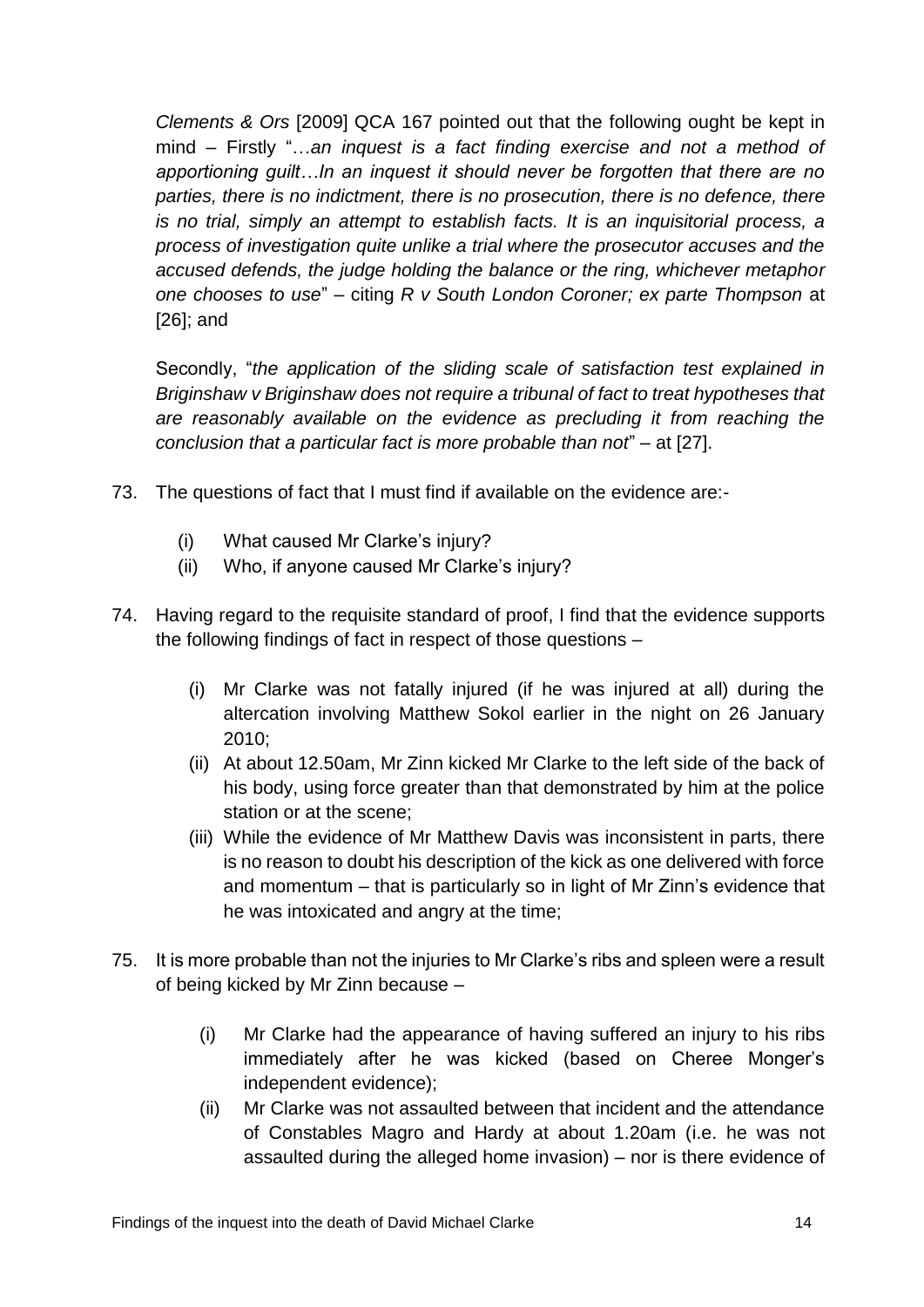*Clements & Ors* [2009] QCA 167 pointed out that the following ought be kept in mind – Firstly "…*an inquest is a fact finding exercise and not a method of apportioning guilt…In an inquest it should never be forgotten that there are no parties, there is no indictment, there is no prosecution, there is no defence, there is no trial, simply an attempt to establish facts. It is an inquisitorial process, a process of investigation quite unlike a trial where the prosecutor accuses and the accused defends, the judge holding the balance or the ring, whichever metaphor one chooses to use*" – citing *R v South London Coroner; ex parte Thompson* at [26]; and

Secondly, "*the application of the sliding scale of satisfaction test explained in Briginshaw v Briginshaw does not require a tribunal of fact to treat hypotheses that are reasonably available on the evidence as precluding it from reaching the conclusion that a particular fact is more probable than not*" – at [27].

73. The questions of fact that I must find if available on the evidence are:-

    (i) What caused Mr Clarke's injury?
    (ii) Who, if anyone caused Mr Clarke's injury?

74. Having regard to the requisite standard of proof, I find that the evidence supports the following findings of fact in respect of those questions –

    (i) Mr Clarke was not fatally injured (if he was injured at all) during the altercation involving Matthew Sokol earlier in the night on 26 January 2010;
    (ii) At about 12.50am, Mr Zinn kicked Mr Clarke to the left side of the back of his body, using force greater than that demonstrated by him at the police station or at the scene;
    (iii) While the evidence of Mr Matthew Davis was inconsistent in parts, there is no reason to doubt his description of the kick as one delivered with force and momentum – that is particularly so in light of Mr Zinn's evidence that he was intoxicated and angry at the time;

75. It is more probable than not the injuries to Mr Clarke's ribs and spleen were a result of being kicked by Mr Zinn because –

    (i) Mr Clarke had the appearance of having suffered an injury to his ribs immediately after he was kicked (based on Cheree Monger's independent evidence);
    (ii) Mr Clarke was not assaulted between that incident and the attendance of Constables Magro and Hardy at about 1.20am (i.e. he was not assaulted during the alleged home invasion) – nor is there evidence of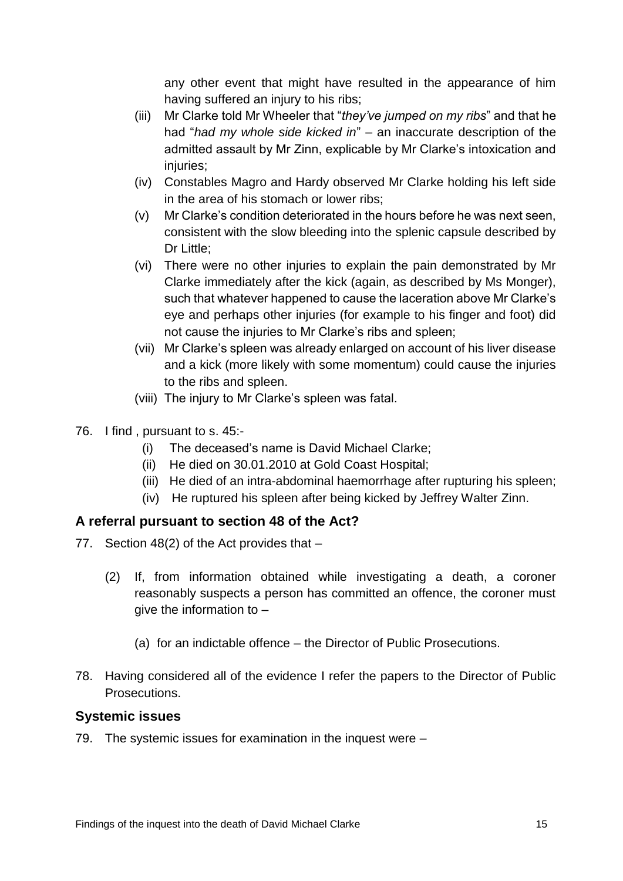any other event that might have resulted in the appearance of him having suffered an injury to his ribs;

(iii) Mr Clarke told Mr Wheeler that "*they've jumped on my ribs*" and that he had "*had my whole side kicked in*" – an inaccurate description of the admitted assault by Mr Zinn, explicable by Mr Clarke's intoxication and injuries;

(iv) Constables Magro and Hardy observed Mr Clarke holding his left side in the area of his stomach or lower ribs;

(v) Mr Clarke's condition deteriorated in the hours before he was next seen, consistent with the slow bleeding into the splenic capsule described by Dr Little;

(vi) There were no other injuries to explain the pain demonstrated by Mr Clarke immediately after the kick (again, as described by Ms Monger), such that whatever happened to cause the laceration above Mr Clarke's eye and perhaps other injuries (for example to his finger and foot) did not cause the injuries to Mr Clarke's ribs and spleen;

(vii) Mr Clarke's spleen was already enlarged on account of his liver disease and a kick (more likely with some momentum) could cause the injuries to the ribs and spleen.

(viii) The injury to Mr Clarke's spleen was fatal.

76. I find , pursuant to s. 45:-

    (i) The deceased's name is David Michael Clarke;
    (ii) He died on 30.01.2010 at Gold Coast Hospital;
    (iii) He died of an intra-abdominal haemorrhage after rupturing his spleen;
    (iv) He ruptured his spleen after being kicked by Jeffrey Walter Zinn.

## A referral pursuant to section 48 of the Act?

77. Section 48(2) of the Act provides that –

    (2) If, from information obtained while investigating a death, a coroner reasonably suspects a person has committed an offence, the coroner must give the information to –

    (a) for an indictable offence – the Director of Public Prosecutions.

78. Having considered all of the evidence I refer the papers to the Director of Public Prosecutions.

## Systemic issues

79. The systemic issues for examination in the inquest were –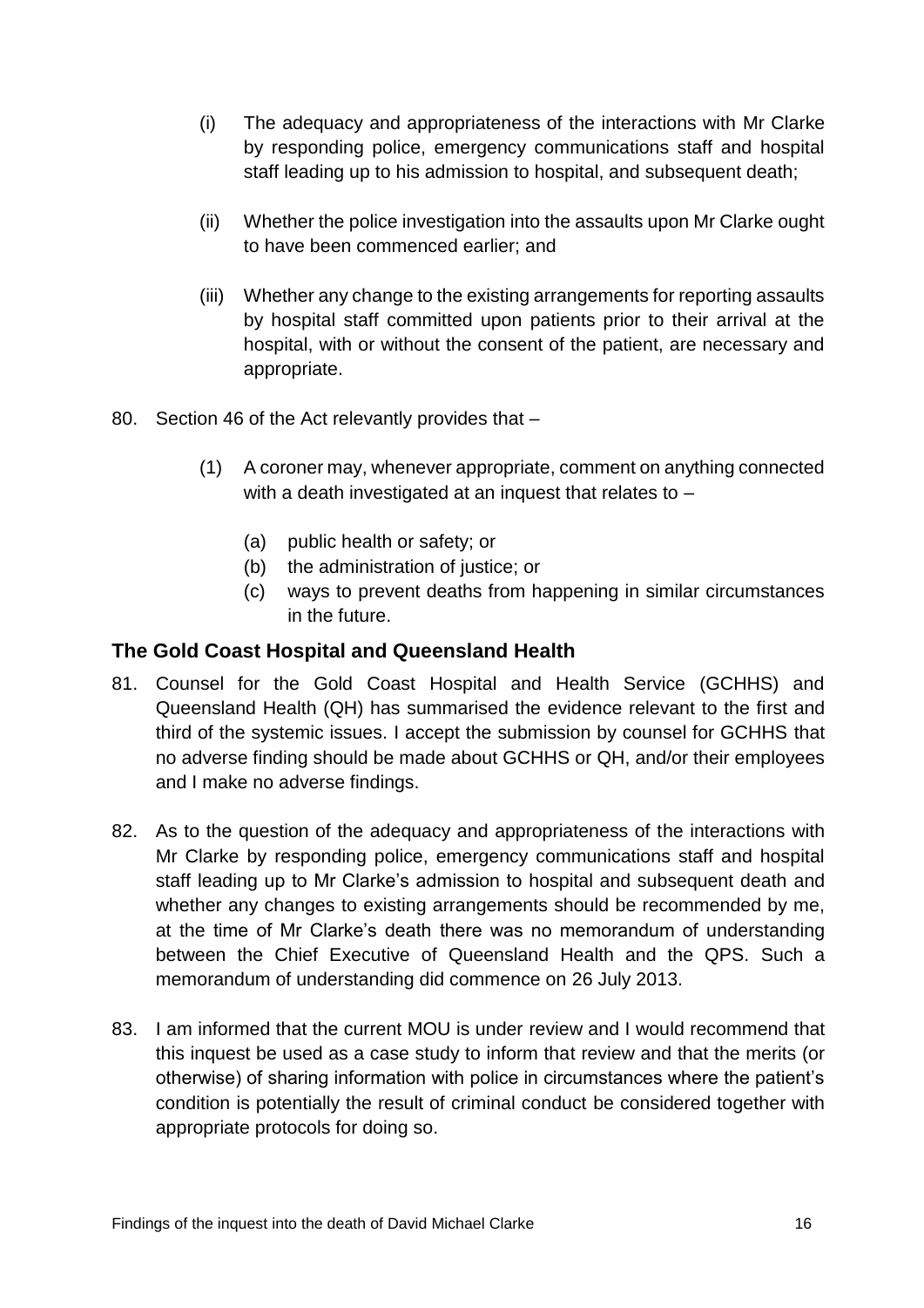(i) The adequacy and appropriateness of the interactions with Mr Clarke by responding police, emergency communications staff and hospital staff leading up to his admission to hospital, and subsequent death;

(ii) Whether the police investigation into the assaults upon Mr Clarke ought to have been commenced earlier; and

(iii) Whether any change to the existing arrangements for reporting assaults by hospital staff committed upon patients prior to their arrival at the hospital, with or without the consent of the patient, are necessary and appropriate.

80. Section 46 of the Act relevantly provides that –

    (1) A coroner may, whenever appropriate, comment on anything connected with a death investigated at an inquest that relates to –

        (a) public health or safety; or
        (b) the administration of justice; or
        (c) ways to prevent deaths from happening in similar circumstances in the future.

### The Gold Coast Hospital and Queensland Health

81. Counsel for the Gold Coast Hospital and Health Service (GCHHS) and Queensland Health (QH) has summarised the evidence relevant to the first and third of the systemic issues. I accept the submission by counsel for GCHHS that no adverse finding should be made about GCHHS or QH, and/or their employees and I make no adverse findings.

82. As to the question of the adequacy and appropriateness of the interactions with Mr Clarke by responding police, emergency communications staff and hospital staff leading up to Mr Clarke's admission to hospital and subsequent death and whether any changes to existing arrangements should be recommended by me, at the time of Mr Clarke's death there was no memorandum of understanding between the Chief Executive of Queensland Health and the QPS. Such a memorandum of understanding did commence on 26 July 2013.

83. I am informed that the current MOU is under review and I would recommend that this inquest be used as a case study to inform that review and that the merits (or otherwise) of sharing information with police in circumstances where the patient's condition is potentially the result of criminal conduct be considered together with appropriate protocols for doing so.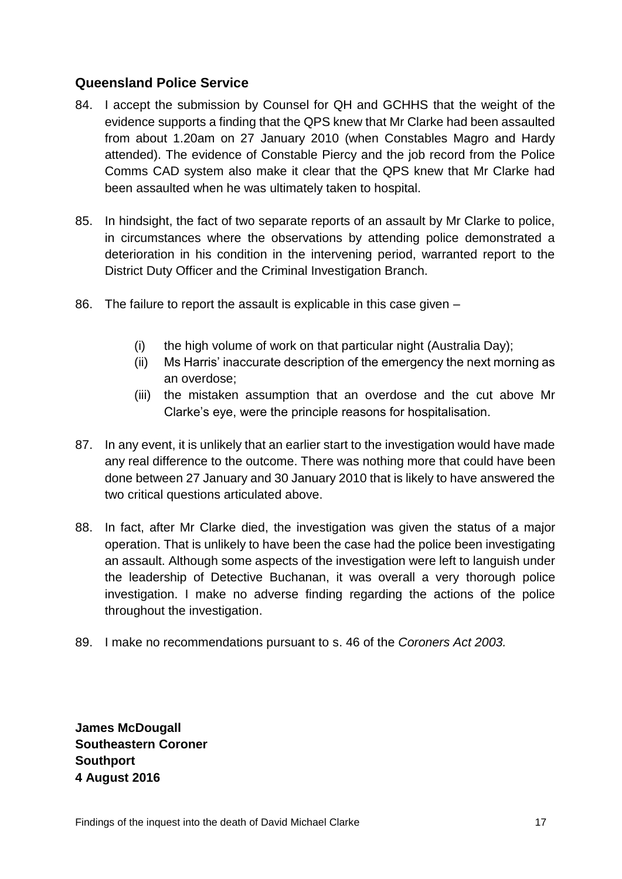## Queensland Police Service

84. I accept the submission by Counsel for QH and GCHHS that the weight of the evidence supports a finding that the QPS knew that Mr Clarke had been assaulted from about 1.20am on 27 January 2010 (when Constables Magro and Hardy attended). The evidence of Constable Piercy and the job record from the Police Comms CAD system also make it clear that the QPS knew that Mr Clarke had been assaulted when he was ultimately taken to hospital.

85. In hindsight, the fact of two separate reports of an assault by Mr Clarke to police, in circumstances where the observations by attending police demonstrated a deterioration in his condition in the intervening period, warranted report to the District Duty Officer and the Criminal Investigation Branch.

86. The failure to report the assault is explicable in this case given –

    (i) the high volume of work on that particular night (Australia Day);
    (ii) Ms Harris' inaccurate description of the emergency the next morning as an overdose;
    (iii) the mistaken assumption that an overdose and the cut above Mr Clarke's eye, were the principle reasons for hospitalisation.

87. In any event, it is unlikely that an earlier start to the investigation would have made any real difference to the outcome. There was nothing more that could have been done between 27 January and 30 January 2010 that is likely to have answered the two critical questions articulated above.

88. In fact, after Mr Clarke died, the investigation was given the status of a major operation. That is unlikely to have been the case had the police been investigating an assault. Although some aspects of the investigation were left to languish under the leadership of Detective Buchanan, it was overall a very thorough police investigation. I make no adverse finding regarding the actions of the police throughout the investigation.

89. I make no recommendations pursuant to s. 46 of the *Coroners Act 2003.*

**James McDougall**
**Southeastern Coroner**
**Southport**
**4 August 2016**